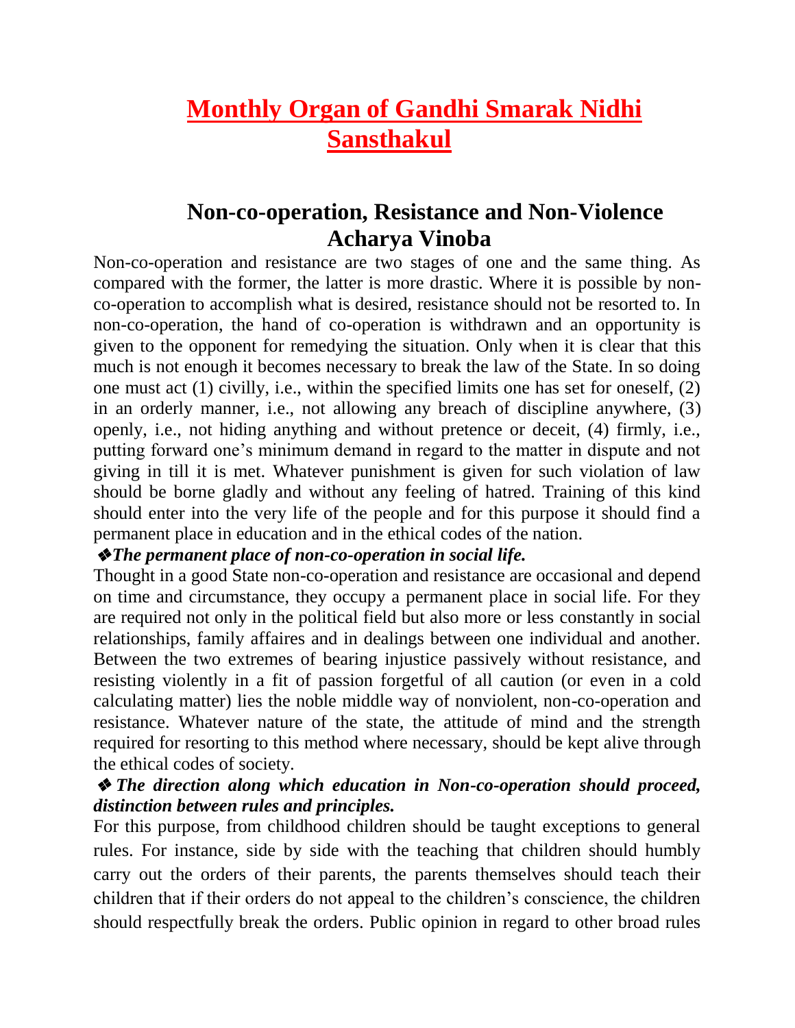# Monthly Organ of Gandhi Smarak Nidhi Sansthakul

## Non-co-operation, Resistance and Non-Violence
## Acharya Vinoba

Non-co-operation and resistance are two stages of one and the same thing. As compared with the former, the latter is more drastic. Where it is possible by non-co-operation to accomplish what is desired, resistance should not be resorted to. In non-co-operation, the hand of co-operation is withdrawn and an opportunity is given to the opponent for remedying the situation. Only when it is clear that this much is not enough it becomes necessary to break the law of the State. In so doing one must act (1) civilly, i.e., within the specified limits one has set for oneself, (2) in an orderly manner, i.e., not allowing any breach of discipline anywhere, (3) openly, i.e., not hiding anything and without pretence or deceit, (4) firmly, i.e., putting forward one's minimum demand in regard to the matter in dispute and not giving in till it is met. Whatever punishment is given for such violation of law should be borne gladly and without any feeling of hatred. Training of this kind should enter into the very life of the people and for this purpose it should find a permanent place in education and in the ethical codes of the nation.

❖***The permanent place of non-co-operation in social life.***

Thought in a good State non-co-operation and resistance are occasional and depend on time and circumstance, they occupy a permanent place in social life. For they are required not only in the political field but also more or less constantly in social relationships, family affaires and in dealings between one individual and another. Between the two extremes of bearing injustice passively without resistance, and resisting violently in a fit of passion forgetful of all caution (or even in a cold calculating matter) lies the noble middle way of nonviolent, non-co-operation and resistance. Whatever nature of the state, the attitude of mind and the strength required for resorting to this method where necessary, should be kept alive through the ethical codes of society.

❖ ***The direction along which education in Non-co-operation should proceed, distinction between rules and principles.***

For this purpose, from childhood children should be taught exceptions to general rules. For instance, side by side with the teaching that children should humbly carry out the orders of their parents, the parents themselves should teach their children that if their orders do not appeal to the children's conscience, the children should respectfully break the orders. Public opinion in regard to other broad rules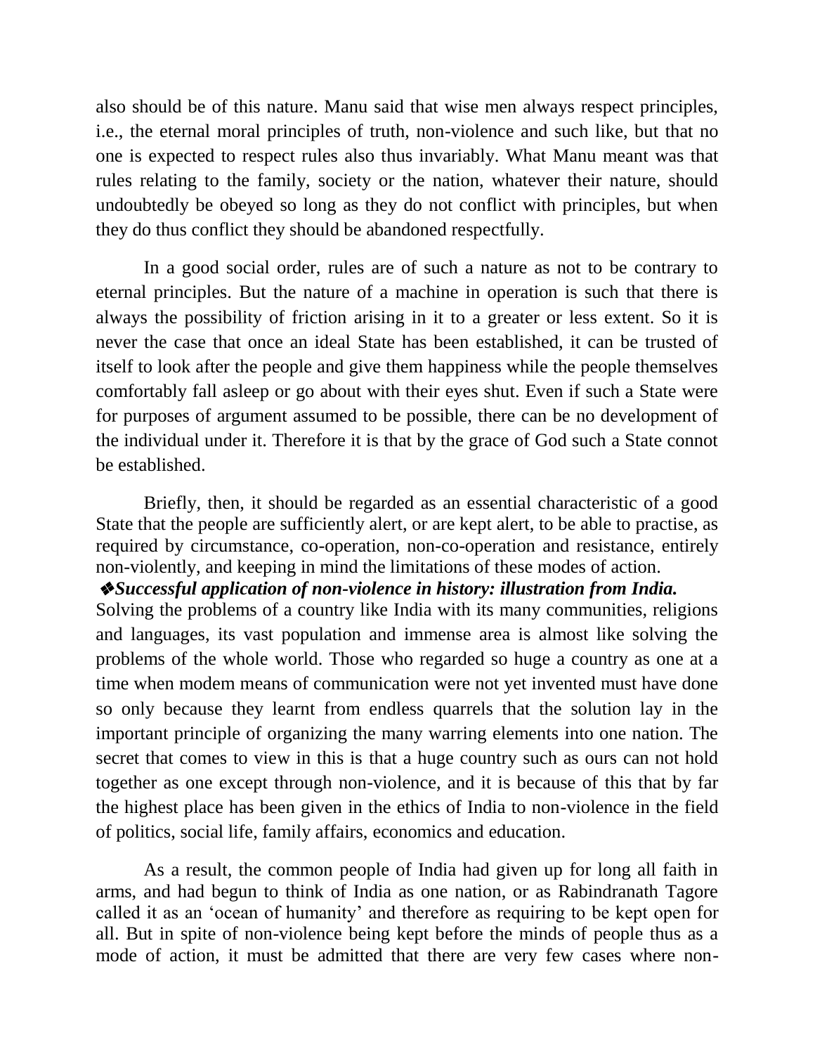also should be of this nature. Manu said that wise men always respect principles, i.e., the eternal moral principles of truth, non-violence and such like, but that no one is expected to respect rules also thus invariably. What Manu meant was that rules relating to the family, society or the nation, whatever their nature, should undoubtedly be obeyed so long as they do not conflict with principles, but when they do thus conflict they should be abandoned respectfully.

In a good social order, rules are of such a nature as not to be contrary to eternal principles. But the nature of a machine in operation is such that there is always the possibility of friction arising in it to a greater or less extent. So it is never the case that once an ideal State has been established, it can be trusted of itself to look after the people and give them happiness while the people themselves comfortably fall asleep or go about with their eyes shut. Even if such a State were for purposes of argument assumed to be possible, there can be no development of the individual under it. Therefore it is that by the grace of God such a State connot be established.

Briefly, then, it should be regarded as an essential characteristic of a good State that the people are sufficiently alert, or are kept alert, to be able to practise, as required by circumstance, co-operation, non-co-operation and resistance, entirely non-violently, and keeping in mind the limitations of these modes of action.

❖***Successful application of non-violence in history: illustration from India.***

Solving the problems of a country like India with its many communities, religions and languages, its vast population and immense area is almost like solving the problems of the whole world. Those who regarded so huge a country as one at a time when modem means of communication were not yet invented must have done so only because they learnt from endless quarrels that the solution lay in the important principle of organizing the many warring elements into one nation. The secret that comes to view in this is that a huge country such as ours can not hold together as one except through non-violence, and it is because of this that by far the highest place has been given in the ethics of India to non-violence in the field of politics, social life, family affairs, economics and education.

As a result, the common people of India had given up for long all faith in arms, and had begun to think of India as one nation, or as Rabindranath Tagore called it as an 'ocean of humanity' and therefore as requiring to be kept open for all. But in spite of non-violence being kept before the minds of people thus as a mode of action, it must be admitted that there are very few cases where non-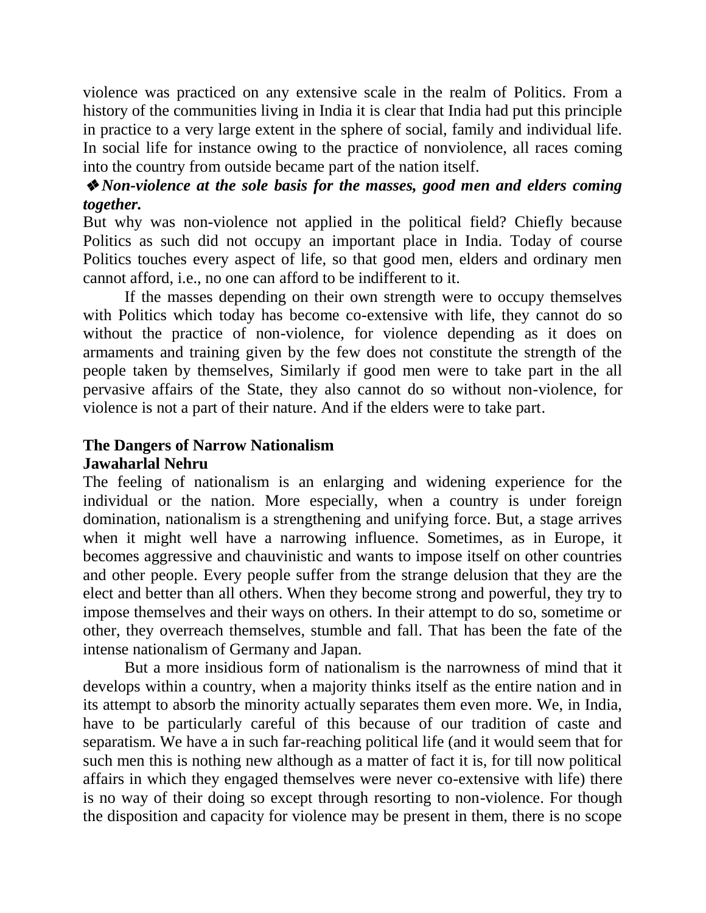violence was practiced on any extensive scale in the realm of Politics. From a history of the communities living in India it is clear that India had put this principle in practice to a very large extent in the sphere of social, family and individual life. In social life for instance owing to the practice of nonviolence, all races coming into the country from outside became part of the nation itself.

❖ ***Non-violence at the sole basis for the masses, good men and elders coming together.***

But why was non-violence not applied in the political field? Chiefly because Politics as such did not occupy an important place in India. Today of course Politics touches every aspect of life, so that good men, elders and ordinary men cannot afford, i.e., no one can afford to be indifferent to it.

If the masses depending on their own strength were to occupy themselves with Politics which today has become co-extensive with life, they cannot do so without the practice of non-violence, for violence depending as it does on armaments and training given by the few does not constitute the strength of the people taken by themselves, Similarly if good men were to take part in the all pervasive affairs of the State, they also cannot do so without non-violence, for violence is not a part of their nature. And if the elders were to take part.

**The Dangers of Narrow Nationalism**
**Jawaharlal Nehru**

The feeling of nationalism is an enlarging and widening experience for the individual or the nation. More especially, when a country is under foreign domination, nationalism is a strengthening and unifying force. But, a stage arrives when it might well have a narrowing influence. Sometimes, as in Europe, it becomes aggressive and chauvinistic and wants to impose itself on other countries and other people. Every people suffer from the strange delusion that they are the elect and better than all others. When they become strong and powerful, they try to impose themselves and their ways on others. In their attempt to do so, sometime or other, they overreach themselves, stumble and fall. That has been the fate of the intense nationalism of Germany and Japan.

But a more insidious form of nationalism is the narrowness of mind that it develops within a country, when a majority thinks itself as the entire nation and in its attempt to absorb the minority actually separates them even more. We, in India, have to be particularly careful of this because of our tradition of caste and separatism. We have a in such far-reaching political life (and it would seem that for such men this is nothing new although as a matter of fact it is, for till now political affairs in which they engaged themselves were never co-extensive with life) there is no way of their doing so except through resorting to non-violence. For though the disposition and capacity for violence may be present in them, there is no scope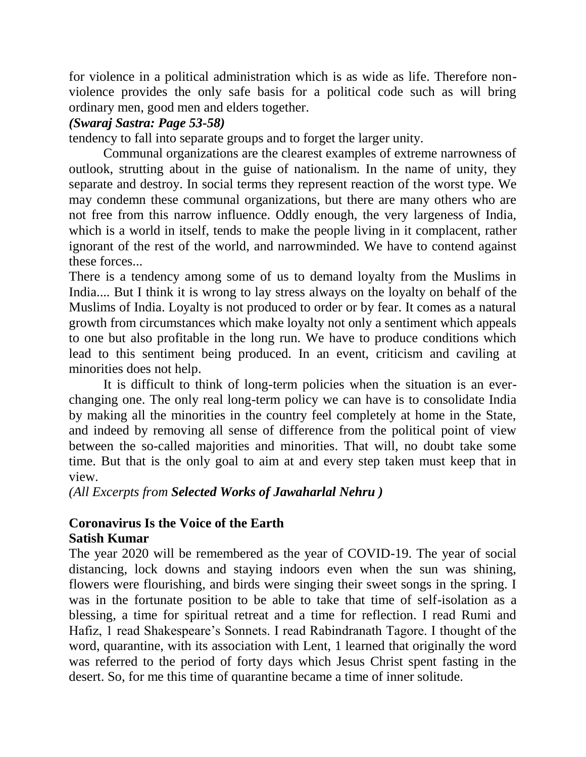for violence in a political administration which is as wide as life. Therefore non-violence provides the only safe basis for a political code such as will bring ordinary men, good men and elders together.

***(Swaraj Sastra: Page 53-58)***

tendency to fall into separate groups and to forget the larger unity.

Communal organizations are the clearest examples of extreme narrowness of outlook, strutting about in the guise of nationalism. In the name of unity, they separate and destroy. In social terms they represent reaction of the worst type. We may condemn these communal organizations, but there are many others who are not free from this narrow influence. Oddly enough, the very largeness of India, which is a world in itself, tends to make the people living in it complacent, rather ignorant of the rest of the world, and narrowminded. We have to contend against these forces...

There is a tendency among some of us to demand loyalty from the Muslims in India.... But I think it is wrong to lay stress always on the loyalty on behalf of the Muslims of India. Loyalty is not produced to order or by fear. It comes as a natural growth from circumstances which make loyalty not only a sentiment which appeals to one but also profitable in the long run. We have to produce conditions which lead to this sentiment being produced. In an event, criticism and caviling at minorities does not help.

It is difficult to think of long-term policies when the situation is an ever-changing one. The only real long-term policy we can have is to consolidate India by making all the minorities in the country feel completely at home in the State, and indeed by removing all sense of difference from the political point of view between the so-called majorities and minorities. That will, no doubt take some time. But that is the only goal to aim at and every step taken must keep that in view.

*(All Excerpts from **Selected Works of Jawaharlal Nehru** )*

## Coronavirus Is the Voice of the Earth

**Satish Kumar**

The year 2020 will be remembered as the year of COVID-19. The year of social distancing, lock downs and staying indoors even when the sun was shining, flowers were flourishing, and birds were singing their sweet songs in the spring. I was in the fortunate position to be able to take that time of self-isolation as a blessing, a time for spiritual retreat and a time for reflection. I read Rumi and Hafiz, 1 read Shakespeare's Sonnets. I read Rabindranath Tagore. I thought of the word, quarantine, with its association with Lent, 1 learned that originally the word was referred to the period of forty days which Jesus Christ spent fasting in the desert. So, for me this time of quarantine became a time of inner solitude.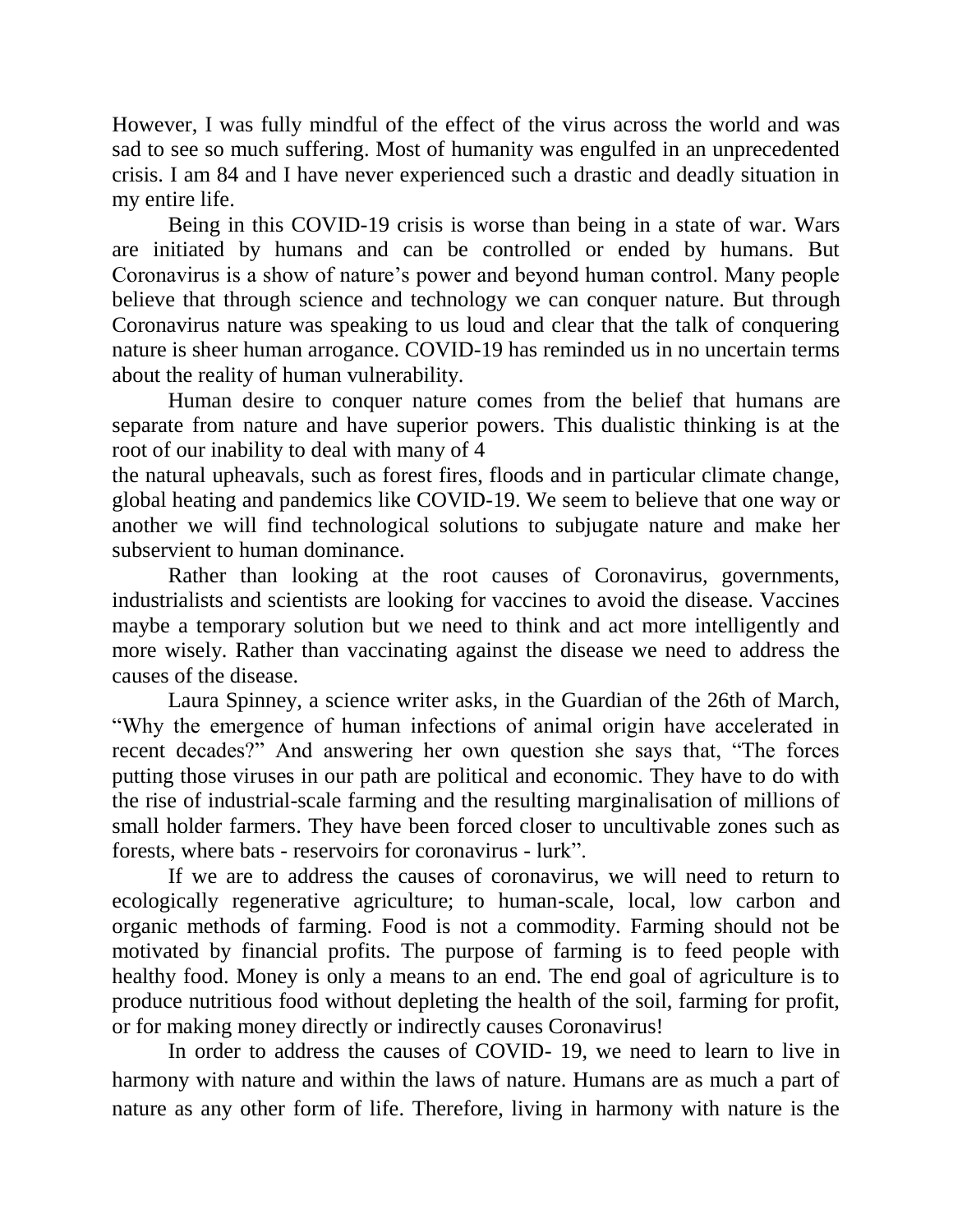However, I was fully mindful of the effect of the virus across the world and was sad to see so much suffering. Most of humanity was engulfed in an unprecedented crisis. I am 84 and I have never experienced such a drastic and deadly situation in my entire life.

Being in this COVID-19 crisis is worse than being in a state of war. Wars are initiated by humans and can be controlled or ended by humans. But Coronavirus is a show of nature's power and beyond human control. Many people believe that through science and technology we can conquer nature. But through Coronavirus nature was speaking to us loud and clear that the talk of conquering nature is sheer human arrogance. COVID-19 has reminded us in no uncertain terms about the reality of human vulnerability.

Human desire to conquer nature comes from the belief that humans are separate from nature and have superior powers. This dualistic thinking is at the root of our inability to deal with many of the natural upheavals, such as forest fires, floods and in particular climate change, global heating and pandemics like COVID-19. We seem to believe that one way or another we will find technological solutions to subjugate nature and make her subservient to human dominance.

Rather than looking at the root causes of Coronavirus, governments, industrialists and scientists are looking for vaccines to avoid the disease. Vaccines maybe a temporary solution but we need to think and act more intelligently and more wisely. Rather than vaccinating against the disease we need to address the causes of the disease.

Laura Spinney, a science writer asks, in the Guardian of the 26th of March, "Why the emergence of human infections of animal origin have accelerated in recent decades?" And answering her own question she says that, "The forces putting those viruses in our path are political and economic. They have to do with the rise of industrial-scale farming and the resulting marginalisation of millions of small holder farmers. They have been forced closer to uncultivable zones such as forests, where bats - reservoirs for coronavirus - lurk".

If we are to address the causes of coronavirus, we will need to return to ecologically regenerative agriculture; to human-scale, local, low carbon and organic methods of farming. Food is not a commodity. Farming should not be motivated by financial profits. The purpose of farming is to feed people with healthy food. Money is only a means to an end. The end goal of agriculture is to produce nutritious food without depleting the health of the soil, farming for profit, or for making money directly or indirectly causes Coronavirus!

In order to address the causes of COVID- 19, we need to learn to live in harmony with nature and within the laws of nature. Humans are as much a part of nature as any other form of life. Therefore, living in harmony with nature is the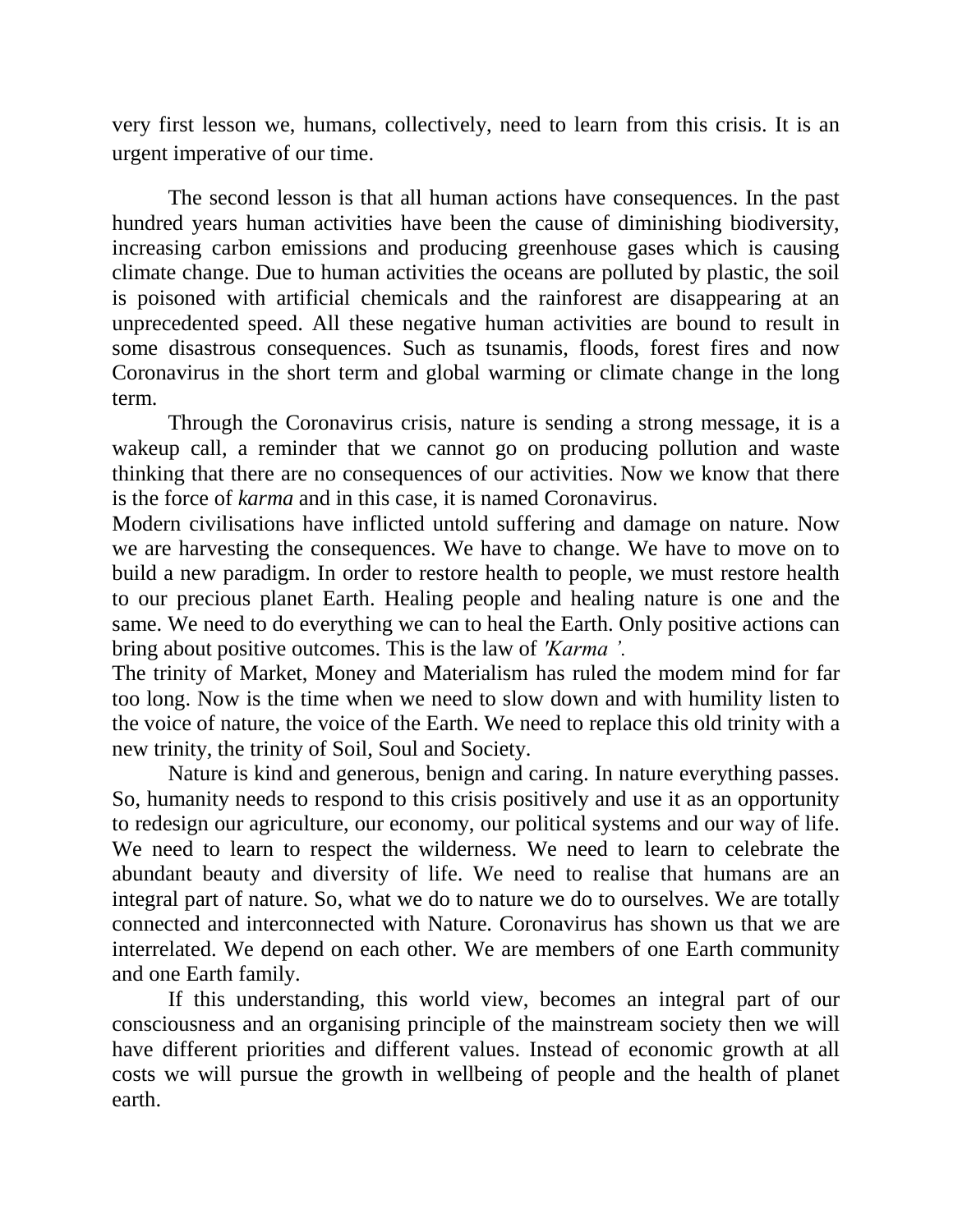very first lesson we, humans, collectively, need to learn from this crisis. It is an urgent imperative of our time.

The second lesson is that all human actions have consequences. In the past hundred years human activities have been the cause of diminishing biodiversity, increasing carbon emissions and producing greenhouse gases which is causing climate change. Due to human activities the oceans are polluted by plastic, the soil is poisoned with artificial chemicals and the rainforest are disappearing at an unprecedented speed. All these negative human activities are bound to result in some disastrous consequences. Such as tsunamis, floods, forest fires and now Coronavirus in the short term and global warming or climate change in the long term.

Through the Coronavirus crisis, nature is sending a strong message, it is a wakeup call, a reminder that we cannot go on producing pollution and waste thinking that there are no consequences of our activities. Now we know that there is the force of *karma* and in this case, it is named Coronavirus.

Modern civilisations have inflicted untold suffering and damage on nature. Now we are harvesting the consequences. We have to change. We have to move on to build a new paradigm. In order to restore health to people, we must restore health to our precious planet Earth. Healing people and healing nature is one and the same. We need to do everything we can to heal the Earth. Only positive actions can bring about positive outcomes. This is the law of *'Karma '.*

The trinity of Market, Money and Materialism has ruled the modem mind for far too long. Now is the time when we need to slow down and with humility listen to the voice of nature, the voice of the Earth. We need to replace this old trinity with a new trinity, the trinity of Soil, Soul and Society.

Nature is kind and generous, benign and caring. In nature everything passes. So, humanity needs to respond to this crisis positively and use it as an opportunity to redesign our agriculture, our economy, our political systems and our way of life. We need to learn to respect the wilderness. We need to learn to celebrate the abundant beauty and diversity of life. We need to realise that humans are an integral part of nature. So, what we do to nature we do to ourselves. We are totally connected and interconnected with Nature. Coronavirus has shown us that we are interrelated. We depend on each other. We are members of one Earth community and one Earth family.

If this understanding, this world view, becomes an integral part of our consciousness and an organising principle of the mainstream society then we will have different priorities and different values. Instead of economic growth at all costs we will pursue the growth in wellbeing of people and the health of planet earth.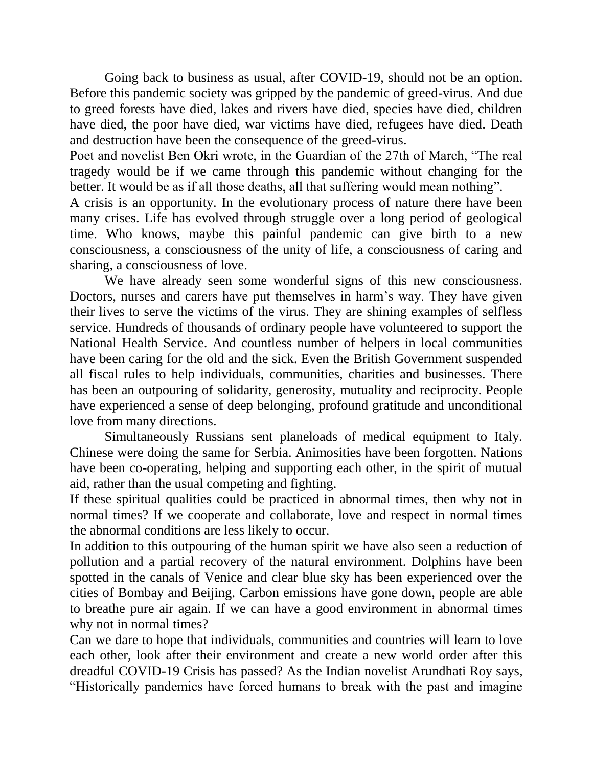Going back to business as usual, after COVID-19, should not be an option. Before this pandemic society was gripped by the pandemic of greed-virus. And due to greed forests have died, lakes and rivers have died, species have died, children have died, the poor have died, war victims have died, refugees have died. Death and destruction have been the consequence of the greed-virus.

Poet and novelist Ben Okri wrote, in the Guardian of the 27th of March, "The real tragedy would be if we came through this pandemic without changing for the better. It would be as if all those deaths, all that suffering would mean nothing".

A crisis is an opportunity. In the evolutionary process of nature there have been many crises. Life has evolved through struggle over a long period of geological time. Who knows, maybe this painful pandemic can give birth to a new consciousness, a consciousness of the unity of life, a consciousness of caring and sharing, a consciousness of love.

We have already seen some wonderful signs of this new consciousness. Doctors, nurses and carers have put themselves in harm's way. They have given their lives to serve the victims of the virus. They are shining examples of selfless service. Hundreds of thousands of ordinary people have volunteered to support the National Health Service. And countless number of helpers in local communities have been caring for the old and the sick. Even the British Government suspended all fiscal rules to help individuals, communities, charities and businesses. There has been an outpouring of solidarity, generosity, mutuality and reciprocity. People have experienced a sense of deep belonging, profound gratitude and unconditional love from many directions.

Simultaneously Russians sent planeloads of medical equipment to Italy. Chinese were doing the same for Serbia. Animosities have been forgotten. Nations have been co-operating, helping and supporting each other, in the spirit of mutual aid, rather than the usual competing and fighting.

If these spiritual qualities could be practiced in abnormal times, then why not in normal times? If we cooperate and collaborate, love and respect in normal times the abnormal conditions are less likely to occur.

In addition to this outpouring of the human spirit we have also seen a reduction of pollution and a partial recovery of the natural environment. Dolphins have been spotted in the canals of Venice and clear blue sky has been experienced over the cities of Bombay and Beijing. Carbon emissions have gone down, people are able to breathe pure air again. If we can have a good environment in abnormal times why not in normal times?

Can we dare to hope that individuals, communities and countries will learn to love each other, look after their environment and create a new world order after this dreadful COVID-19 Crisis has passed? As the Indian novelist Arundhati Roy says, "Historically pandemics have forced humans to break with the past and imagine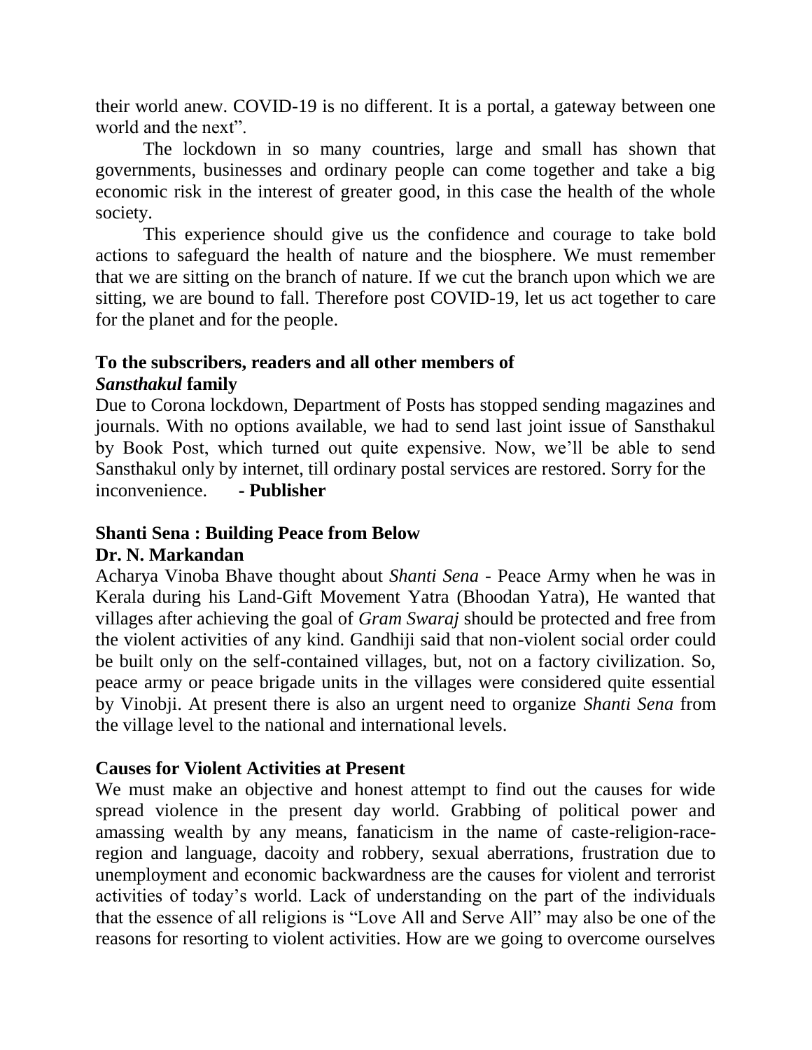their world anew. COVID-19 is no different. It is a portal, a gateway between one world and the next".

The lockdown in so many countries, large and small has shown that governments, businesses and ordinary people can come together and take a big economic risk in the interest of greater good, in this case the health of the whole society.

This experience should give us the confidence and courage to take bold actions to safeguard the health of nature and the biosphere. We must remember that we are sitting on the branch of nature. If we cut the branch upon which we are sitting, we are bound to fall. Therefore post COVID-19, let us act together to care for the planet and for the people.

**To the subscribers, readers and all other members of *Sansthakul* family**

Due to Corona lockdown, Department of Posts has stopped sending magazines and journals. With no options available, we had to send last joint issue of Sansthakul by Book Post, which turned out quite expensive. Now, we'll be able to send Sansthakul only by internet, till ordinary postal services are restored. Sorry for the inconvenience. **- Publisher**

## Shanti Sena : Building Peace from Below

**Dr. N. Markandan**

Acharya Vinoba Bhave thought about *Shanti Sena* - Peace Army when he was in Kerala during his Land-Gift Movement Yatra (Bhoodan Yatra), He wanted that villages after achieving the goal of *Gram Swaraj* should be protected and free from the violent activities of any kind. Gandhiji said that non-violent social order could be built only on the self-contained villages, but, not on a factory civilization. So, peace army or peace brigade units in the villages were considered quite essential by Vinobji. At present there is also an urgent need to organize *Shanti Sena* from the village level to the national and international levels.

### Causes for Violent Activities at Present

We must make an objective and honest attempt to find out the causes for wide spread violence in the present day world. Grabbing of political power and amassing wealth by any means, fanaticism in the name of caste-religion-race-region and language, dacoity and robbery, sexual aberrations, frustration due to unemployment and economic backwardness are the causes for violent and terrorist activities of today's world. Lack of understanding on the part of the individuals that the essence of all religions is "Love All and Serve All" may also be one of the reasons for resorting to violent activities. How are we going to overcome ourselves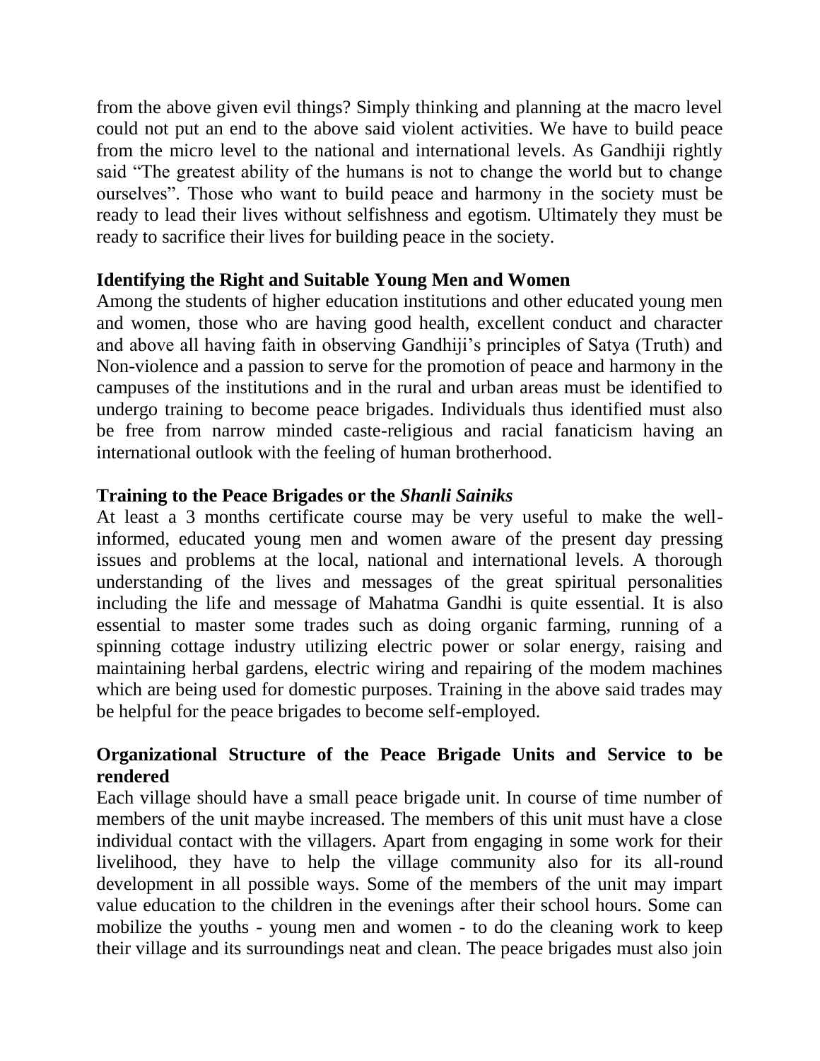from the above given evil things? Simply thinking and planning at the macro level could not put an end to the above said violent activities. We have to build peace from the micro level to the national and international levels. As Gandhiji rightly said "The greatest ability of the humans is not to change the world but to change ourselves". Those who want to build peace and harmony in the society must be ready to lead their lives without selfishness and egotism. Ultimately they must be ready to sacrifice their lives for building peace in the society.

### Identifying the Right and Suitable Young Men and Women

Among the students of higher education institutions and other educated young men and women, those who are having good health, excellent conduct and character and above all having faith in observing Gandhiji's principles of Satya (Truth) and Non-violence and a passion to serve for the promotion of peace and harmony in the campuses of the institutions and in the rural and urban areas must be identified to undergo training to become peace brigades. Individuals thus identified must also be free from narrow minded caste-religious and racial fanaticism having an international outlook with the feeling of human brotherhood.

### Training to the Peace Brigades or the *Shanli Sainiks*

At least a 3 months certificate course may be very useful to make the well-informed, educated young men and women aware of the present day pressing issues and problems at the local, national and international levels. A thorough understanding of the lives and messages of the great spiritual personalities including the life and message of Mahatma Gandhi is quite essential. It is also essential to master some trades such as doing organic farming, running of a spinning cottage industry utilizing electric power or solar energy, raising and maintaining herbal gardens, electric wiring and repairing of the modem machines which are being used for domestic purposes. Training in the above said trades may be helpful for the peace brigades to become self-employed.

### Organizational Structure of the Peace Brigade Units and Service to be rendered

Each village should have a small peace brigade unit. In course of time number of members of the unit maybe increased. The members of this unit must have a close individual contact with the villagers. Apart from engaging in some work for their livelihood, they have to help the village community also for its all-round development in all possible ways. Some of the members of the unit may impart value education to the children in the evenings after their school hours. Some can mobilize the youths - young men and women - to do the cleaning work to keep their village and its surroundings neat and clean. The peace brigades must also join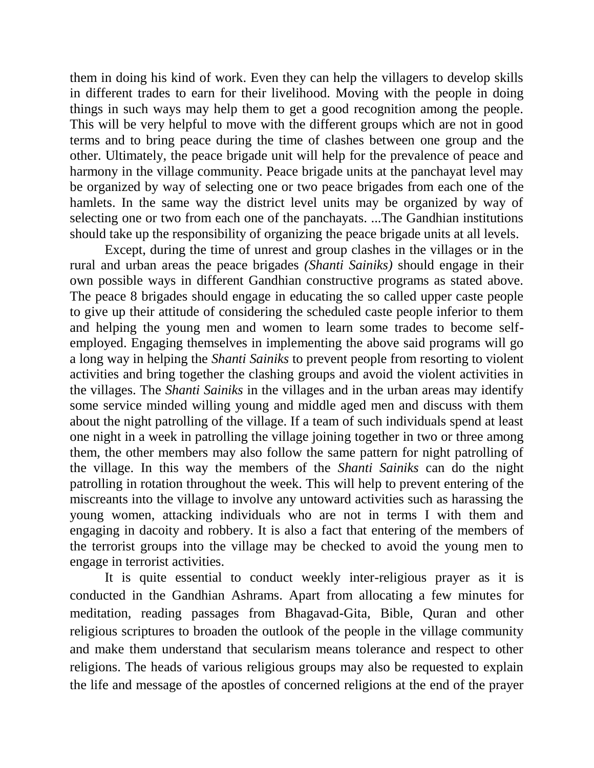them in doing his kind of work. Even they can help the villagers to develop skills in different trades to earn for their livelihood. Moving with the people in doing things in such ways may help them to get a good recognition among the people. This will be very helpful to move with the different groups which are not in good terms and to bring peace during the time of clashes between one group and the other. Ultimately, the peace brigade unit will help for the prevalence of peace and harmony in the village community. Peace brigade units at the panchayat level may be organized by way of selecting one or two peace brigades from each one of the hamlets. In the same way the district level units may be organized by way of selecting one or two from each one of the panchayats. ...The Gandhian institutions should take up the responsibility of organizing the peace brigade units at all levels.

Except, during the time of unrest and group clashes in the villages or in the rural and urban areas the peace brigades *(Shanti Sainiks)* should engage in their own possible ways in different Gandhian constructive programs as stated above. The peace 8 brigades should engage in educating the so called upper caste people to give up their attitude of considering the scheduled caste people inferior to them and helping the young men and women to learn some trades to become self-employed. Engaging themselves in implementing the above said programs will go a long way in helping the *Shanti Sainiks* to prevent people from resorting to violent activities and bring together the clashing groups and avoid the violent activities in the villages. The *Shanti Sainiks* in the villages and in the urban areas may identify some service minded willing young and middle aged men and discuss with them about the night patrolling of the village. If a team of such individuals spend at least one night in a week in patrolling the village joining together in two or three among them, the other members may also follow the same pattern for night patrolling of the village. In this way the members of the *Shanti Sainiks* can do the night patrolling in rotation throughout the week. This will help to prevent entering of the miscreants into the village to involve any untoward activities such as harassing the young women, attacking individuals who are not in terms I with them and engaging in dacoity and robbery. It is also a fact that entering of the members of the terrorist groups into the village may be checked to avoid the young men to engage in terrorist activities.

It is quite essential to conduct weekly inter-religious prayer as it is conducted in the Gandhian Ashrams. Apart from allocating a few minutes for meditation, reading passages from Bhagavad-Gita, Bible, Quran and other religious scriptures to broaden the outlook of the people in the village community and make them understand that secularism means tolerance and respect to other religions. The heads of various religious groups may also be requested to explain the life and message of the apostles of concerned religions at the end of the prayer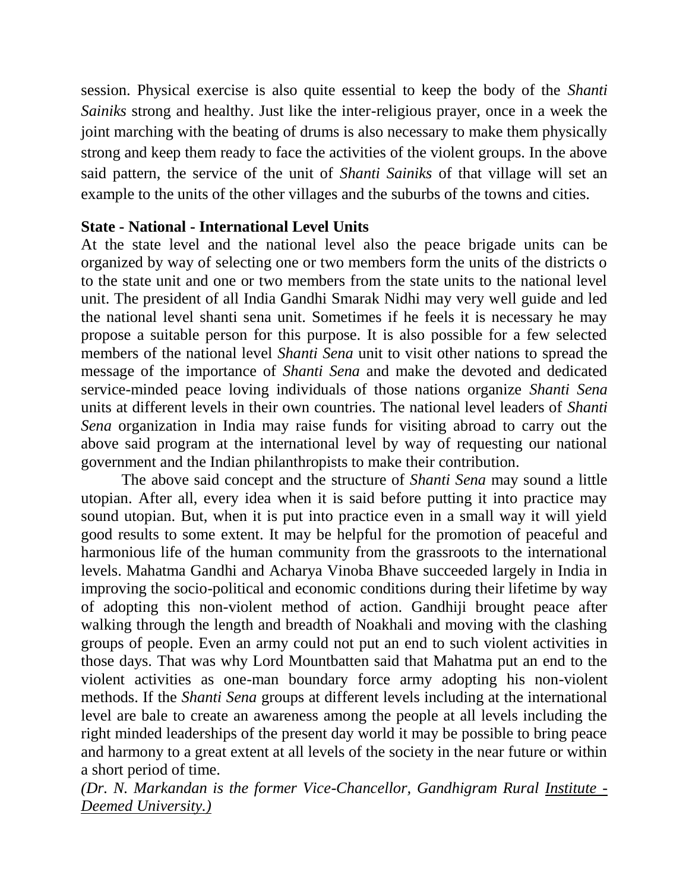session. Physical exercise is also quite essential to keep the body of the *Shanti Sainiks* strong and healthy. Just like the inter-religious prayer, once in a week the joint marching with the beating of drums is also necessary to make them physically strong and keep them ready to face the activities of the violent groups. In the above said pattern, the service of the unit of *Shanti Sainiks* of that village will set an example to the units of the other villages and the suburbs of the towns and cities.

**State - National - International Level Units**

At the state level and the national level also the peace brigade units can be organized by way of selecting one or two members form the units of the districts o to the state unit and one or two members from the state units to the national level unit. The president of all India Gandhi Smarak Nidhi may very well guide and led the national level shanti sena unit. Sometimes if he feels it is necessary he may propose a suitable person for this purpose. It is also possible for a few selected members of the national level *Shanti Sena* unit to visit other nations to spread the message of the importance of *Shanti Sena* and make the devoted and dedicated service-minded peace loving individuals of those nations organize *Shanti Sena* units at different levels in their own countries. The national level leaders of *Shanti Sena* organization in India may raise funds for visiting abroad to carry out the above said program at the international level by way of requesting our national government and the Indian philanthropists to make their contribution.

The above said concept and the structure of *Shanti Sena* may sound a little utopian. After all, every idea when it is said before putting it into practice may sound utopian. But, when it is put into practice even in a small way it will yield good results to some extent. It may be helpful for the promotion of peaceful and harmonious life of the human community from the grassroots to the international levels. Mahatma Gandhi and Acharya Vinoba Bhave succeeded largely in India in improving the socio-political and economic conditions during their lifetime by way of adopting this non-violent method of action. Gandhiji brought peace after walking through the length and breadth of Noakhali and moving with the clashing groups of people. Even an army could not put an end to such violent activities in those days. That was why Lord Mountbatten said that Mahatma put an end to the violent activities as one-man boundary force army adopting his non-violent methods. If the *Shanti Sena* groups at different levels including at the international level are bale to create an awareness among the people at all levels including the right minded leaderships of the present day world it may be possible to bring peace and harmony to a great extent at all levels of the society in the near future or within a short period of time.

*(Dr. N. Markandan is the former Vice-Chancellor, Gandhigram Rural Institute - Deemed University.)*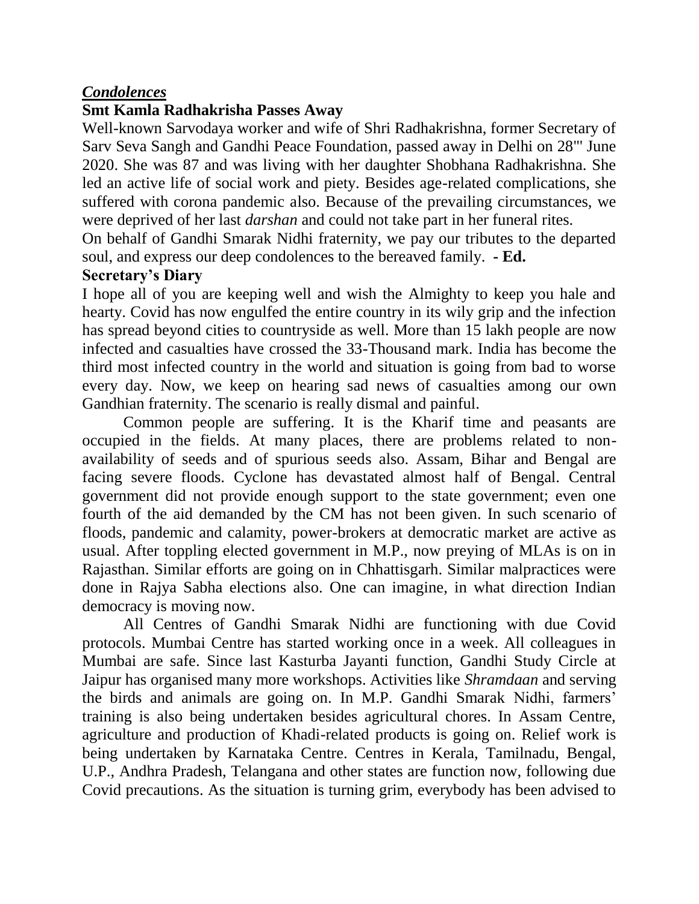## *Condolences*

### Smt Kamla Radhakrisha Passes Away

Well-known Sarvodaya worker and wife of Shri Radhakrishna, former Secretary of Sarv Seva Sangh and Gandhi Peace Foundation, passed away in Delhi on 28''' June 2020. She was 87 and was living with her daughter Shobhana Radhakrishna. She led an active life of social work and piety. Besides age-related complications, she suffered with corona pandemic also. Because of the prevailing circumstances, we were deprived of her last *darshan* and could not take part in her funeral rites.

On behalf of Gandhi Smarak Nidhi fraternity, we pay our tributes to the departed soul, and express our deep condolences to the bereaved family. **- Ed.**

### Secretary's Diary

I hope all of you are keeping well and wish the Almighty to keep you hale and hearty. Covid has now engulfed the entire country in its wily grip and the infection has spread beyond cities to countryside as well. More than 15 lakh people are now infected and casualties have crossed the 33-Thousand mark. India has become the third most infected country in the world and situation is going from bad to worse every day. Now, we keep on hearing sad news of casualties among our own Gandhian fraternity. The scenario is really dismal and painful.

Common people are suffering. It is the Kharif time and peasants are occupied in the fields. At many places, there are problems related to non-availability of seeds and of spurious seeds also. Assam, Bihar and Bengal are facing severe floods. Cyclone has devastated almost half of Bengal. Central government did not provide enough support to the state government; even one fourth of the aid demanded by the CM has not been given. In such scenario of floods, pandemic and calamity, power-brokers at democratic market are active as usual. After toppling elected government in M.P., now preying of MLAs is on in Rajasthan. Similar efforts are going on in Chhattisgarh. Similar malpractices were done in Rajya Sabha elections also. One can imagine, in what direction Indian democracy is moving now.

All Centres of Gandhi Smarak Nidhi are functioning with due Covid protocols. Mumbai Centre has started working once in a week. All colleagues in Mumbai are safe. Since last Kasturba Jayanti function, Gandhi Study Circle at Jaipur has organised many more workshops. Activities like *Shramdaan* and serving the birds and animals are going on. In M.P. Gandhi Smarak Nidhi, farmers' training is also being undertaken besides agricultural chores. In Assam Centre, agriculture and production of Khadi-related products is going on. Relief work is being undertaken by Karnataka Centre. Centres in Kerala, Tamilnadu, Bengal, U.P., Andhra Pradesh, Telangana and other states are function now, following due Covid precautions. As the situation is turning grim, everybody has been advised to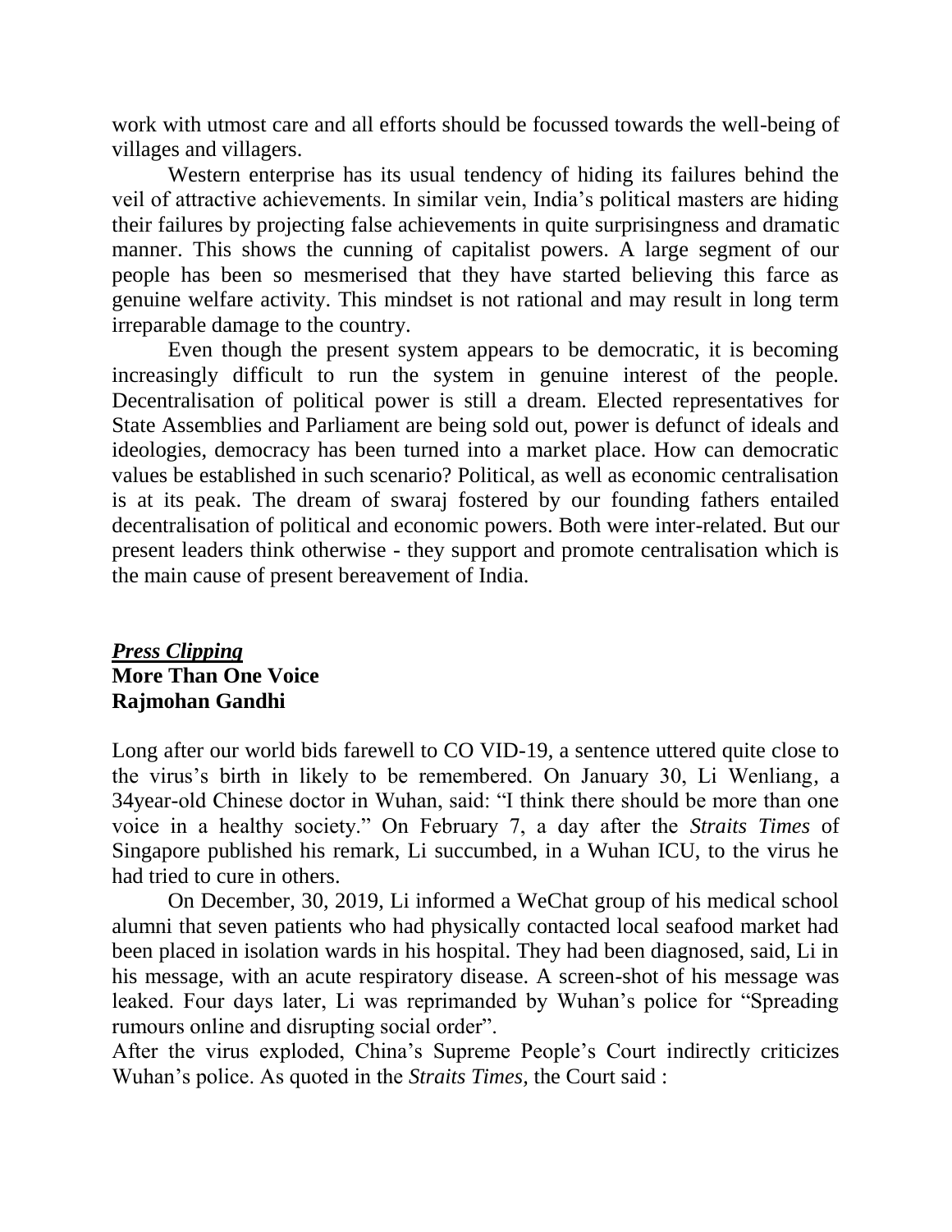work with utmost care and all efforts should be focussed towards the well-being of villages and villagers.

Western enterprise has its usual tendency of hiding its failures behind the veil of attractive achievements. In similar vein, India's political masters are hiding their failures by projecting false achievements in quite surprisingness and dramatic manner. This shows the cunning of capitalist powers. A large segment of our people has been so mesmerised that they have started believing this farce as genuine welfare activity. This mindset is not rational and may result in long term irreparable damage to the country.

Even though the present system appears to be democratic, it is becoming increasingly difficult to run the system in genuine interest of the people. Decentralisation of political power is still a dream. Elected representatives for State Assemblies and Parliament are being sold out, power is defunct of ideals and ideologies, democracy has been turned into a market place. How can democratic values be established in such scenario? Political, as well as economic centralisation is at its peak. The dream of swaraj fostered by our founding fathers entailed decentralisation of political and economic powers. Both were inter-related. But our present leaders think otherwise - they support and promote centralisation which is the main cause of present bereavement of India.

***Press Clipping***

**More Than One Voice**

**Rajmohan Gandhi**

Long after our world bids farewell to CO VID-19, a sentence uttered quite close to the virus's birth in likely to be remembered. On January 30, Li Wenliang, a 34year-old Chinese doctor in Wuhan, said: "I think there should be more than one voice in a healthy society." On February 7, a day after the *Straits Times* of Singapore published his remark, Li succumbed, in a Wuhan ICU, to the virus he had tried to cure in others.

On December, 30, 2019, Li informed a WeChat group of his medical school alumni that seven patients who had physically contacted local seafood market had been placed in isolation wards in his hospital. They had been diagnosed, said, Li in his message, with an acute respiratory disease. A screen-shot of his message was leaked. Four days later, Li was reprimanded by Wuhan's police for "Spreading rumours online and disrupting social order".

After the virus exploded, China's Supreme People's Court indirectly criticizes Wuhan's police. As quoted in the *Straits Times,* the Court said :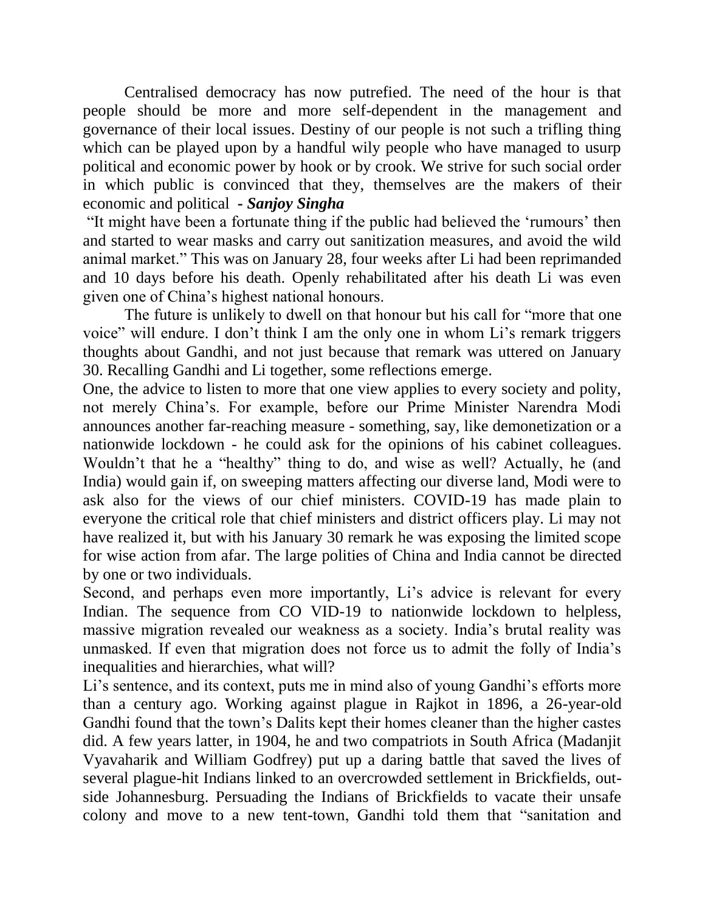Centralised democracy has now putrefied. The need of the hour is that people should be more and more self-dependent in the management and governance of their local issues. Destiny of our people is not such a trifling thing which can be played upon by a handful wily people who have managed to usurp political and economic power by hook or by crook. We strive for such social order in which public is convinced that they, themselves are the makers of their economic and political - ***Sanjoy Singha***

"It might have been a fortunate thing if the public had believed the 'rumours' then and started to wear masks and carry out sanitization measures, and avoid the wild animal market." This was on January 28, four weeks after Li had been reprimanded and 10 days before his death. Openly rehabilitated after his death Li was even given one of China's highest national honours.

The future is unlikely to dwell on that honour but his call for "more that one voice" will endure. I don't think I am the only one in whom Li's remark triggers thoughts about Gandhi, and not just because that remark was uttered on January 30. Recalling Gandhi and Li together, some reflections emerge.

One, the advice to listen to more that one view applies to every society and polity, not merely China's. For example, before our Prime Minister Narendra Modi announces another far-reaching measure - something, say, like demonetization or a nationwide lockdown - he could ask for the opinions of his cabinet colleagues. Wouldn't that he a "healthy" thing to do, and wise as well? Actually, he (and India) would gain if, on sweeping matters affecting our diverse land, Modi were to ask also for the views of our chief ministers. COVID-19 has made plain to everyone the critical role that chief ministers and district officers play. Li may not have realized it, but with his January 30 remark he was exposing the limited scope for wise action from afar. The large polities of China and India cannot be directed by one or two individuals.

Second, and perhaps even more importantly, Li's advice is relevant for every Indian. The sequence from CO VID-19 to nationwide lockdown to helpless, massive migration revealed our weakness as a society. India's brutal reality was unmasked. If even that migration does not force us to admit the folly of India's inequalities and hierarchies, what will?

Li's sentence, and its context, puts me in mind also of young Gandhi's efforts more than a century ago. Working against plague in Rajkot in 1896, a 26-year-old Gandhi found that the town's Dalits kept their homes cleaner than the higher castes did. A few years latter, in 1904, he and two compatriots in South Africa (Madanjit Vyavaharik and William Godfrey) put up a daring battle that saved the lives of several plague-hit Indians linked to an overcrowded settlement in Brickfields, out-side Johannesburg. Persuading the Indians of Brickfields to vacate their unsafe colony and move to a new tent-town, Gandhi told them that "sanitation and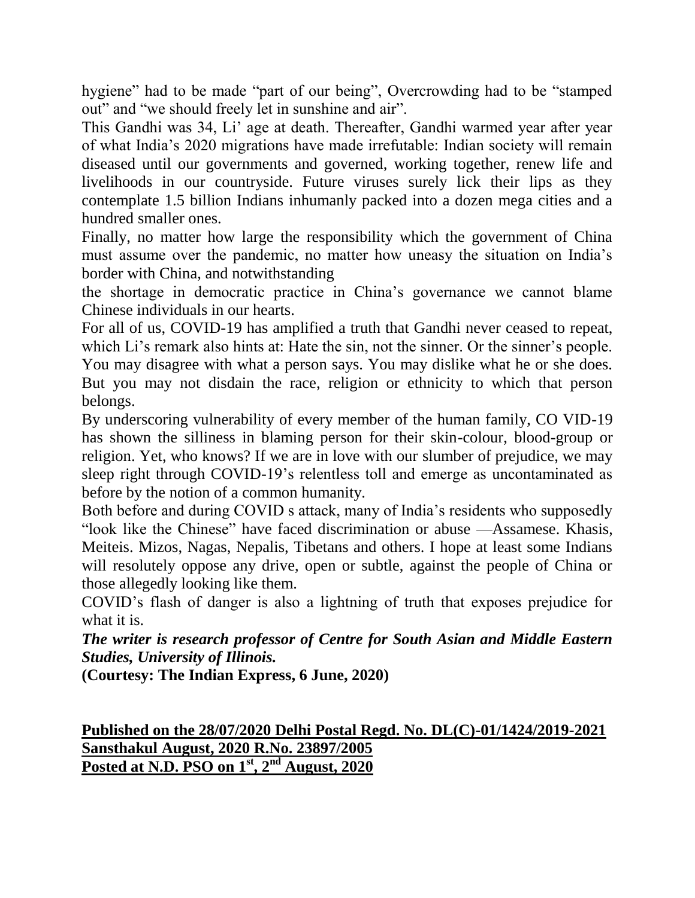hygiene" had to be made "part of our being", Overcrowding had to be "stamped out" and "we should freely let in sunshine and air".

This Gandhi was 34, Li' age at death. Thereafter, Gandhi warmed year after year of what India's 2020 migrations have made irrefutable: Indian society will remain diseased until our governments and governed, working together, renew life and livelihoods in our countryside. Future viruses surely lick their lips as they contemplate 1.5 billion Indians inhumanly packed into a dozen mega cities and a hundred smaller ones.

Finally, no matter how large the responsibility which the government of China must assume over the pandemic, no matter how uneasy the situation on India's border with China, and notwithstanding the shortage in democratic practice in China's governance we cannot blame Chinese individuals in our hearts.

For all of us, COVID-19 has amplified a truth that Gandhi never ceased to repeat, which Li's remark also hints at: Hate the sin, not the sinner. Or the sinner's people. You may disagree with what a person says. You may dislike what he or she does. But you may not disdain the race, religion or ethnicity to which that person belongs.

By underscoring vulnerability of every member of the human family, CO VID-19 has shown the silliness in blaming person for their skin-colour, blood-group or religion. Yet, who knows? If we are in love with our slumber of prejudice, we may sleep right through COVID-19's relentless toll and emerge as uncontaminated as before by the notion of a common humanity.

Both before and during COVID s attack, many of India's residents who supposedly "look like the Chinese" have faced discrimination or abuse —Assamese. Khasis, Meiteis. Mizos, Nagas, Nepalis, Tibetans and others. I hope at least some Indians will resolutely oppose any drive, open or subtle, against the people of China or those allegedly looking like them.

COVID's flash of danger is also a lightning of truth that exposes prejudice for what it is.

***The writer is research professor of Centre for South Asian and Middle Eastern Studies, University of Illinois.***

**(Courtesy: The Indian Express, 6 June, 2020)**

**Published on the 28/07/2020 Delhi Postal Regd. No. DL(C)-01/1424/2019-2021**
**Sansthakul August, 2020 R.No. 23897/2005**
**Posted at N.D. PSO on 1st, 2nd August, 2020**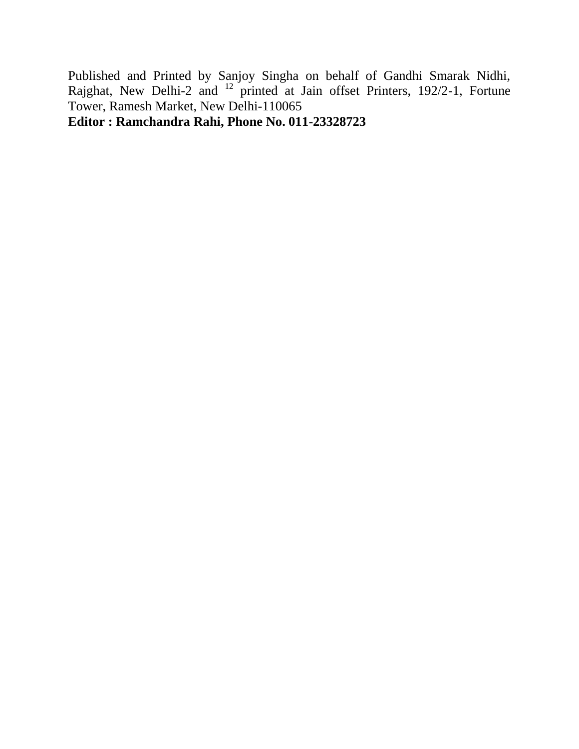Published and Printed by Sanjoy Singha on behalf of Gandhi Smarak Nidhi, Rajghat, New Delhi-2 and [12] printed at Jain offset Printers, 192/2-1, Fortune Tower, Ramesh Market, New Delhi-110065

**Editor : Ramchandra Rahi, Phone No. 011-23328723**